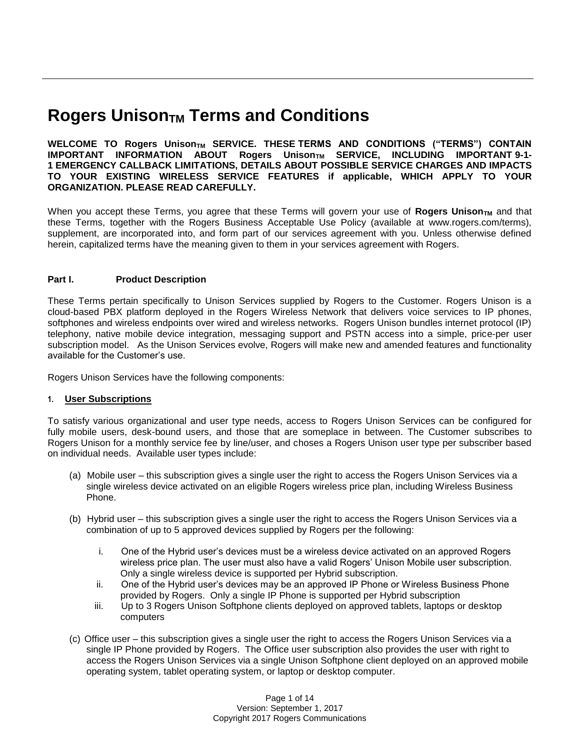# Rogers Unison$_{TM}$ Terms and Conditions

**WELCOME TO Rogers Unison$_{TM}$ SERVICE. THESE TERMS AND CONDITIONS ("TERMS") CONTAIN IMPORTANT INFORMATION ABOUT Rogers Unison$_{TM}$ SERVICE, INCLUDING IMPORTANT 9-1-1 EMERGENCY CALLBACK LIMITATIONS, DETAILS ABOUT POSSIBLE SERVICE CHARGES AND IMPACTS TO YOUR EXISTING WIRELESS SERVICE FEATURES if applicable, WHICH APPLY TO YOUR ORGANIZATION. PLEASE READ CAREFULLY.**

When you accept these Terms, you agree that these Terms will govern your use of **Rogers Unison$_{TM}$** and that these Terms, together with the Rogers Business Acceptable Use Policy (available at www.rogers.com/terms), supplement, are incorporated into, and form part of our services agreement with you. Unless otherwise defined herein, capitalized terms have the meaning given to them in your services agreement with Rogers.

## Part I. Product Description

These Terms pertain specifically to Unison Services supplied by Rogers to the Customer. Rogers Unison is a cloud-based PBX platform deployed in the Rogers Wireless Network that delivers voice services to IP phones, softphones and wireless endpoints over wired and wireless networks. Rogers Unison bundles internet protocol (IP) telephony, native mobile device integration, messaging support and PSTN access into a simple, price-per user subscription model. As the Unison Services evolve, Rogers will make new and amended features and functionality available for the Customer's use.

Rogers Unison Services have the following components:

### 1. User Subscriptions

To satisfy various organizational and user type needs, access to Rogers Unison Services can be configured for fully mobile users, desk-bound users, and those that are someplace in between. The Customer subscribes to Rogers Unison for a monthly service fee by line/user, and choses a Rogers Unison user type per subscriber based on individual needs. Available user types include:

(a) Mobile user – this subscription gives a single user the right to access the Rogers Unison Services via a single wireless device activated on an eligible Rogers wireless price plan, including Wireless Business Phone.

(b) Hybrid user – this subscription gives a single user the right to access the Rogers Unison Services via a combination of up to 5 approved devices supplied by Rogers per the following:

   i. One of the Hybrid user's devices must be a wireless device activated on an approved Rogers wireless price plan. The user must also have a valid Rogers' Unison Mobile user subscription. Only a single wireless device is supported per Hybrid subscription.

   ii. One of the Hybrid user's devices may be an approved IP Phone or Wireless Business Phone provided by Rogers. Only a single IP Phone is supported per Hybrid subscription

   iii. Up to 3 Rogers Unison Softphone clients deployed on approved tablets, laptops or desktop computers

(c) Office user – this subscription gives a single user the right to access the Rogers Unison Services via a single IP Phone provided by Rogers. The Office user subscription also provides the user with right to access the Rogers Unison Services via a single Unison Softphone client deployed on an approved mobile operating system, tablet operating system, or laptop or desktop computer.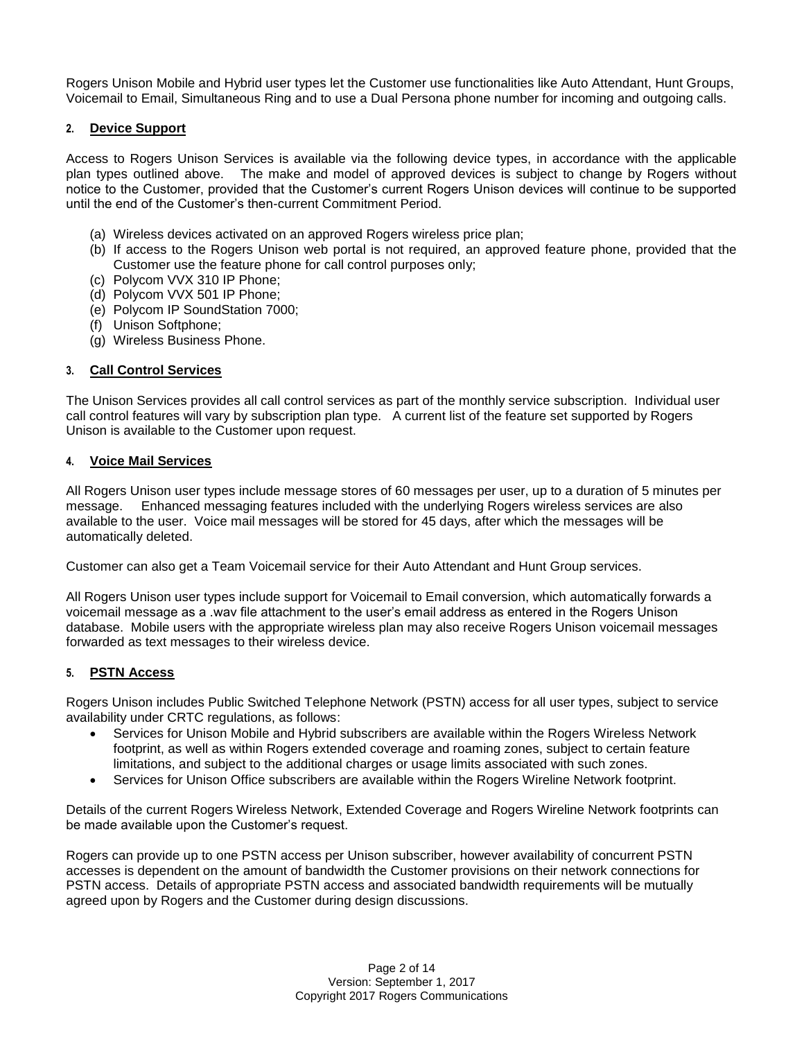Rogers Unison Mobile and Hybrid user types let the Customer use functionalities like Auto Attendant, Hunt Groups, Voicemail to Email, Simultaneous Ring and to use a Dual Persona phone number for incoming and outgoing calls.

## 2. Device Support

Access to Rogers Unison Services is available via the following device types, in accordance with the applicable plan types outlined above. The make and model of approved devices is subject to change by Rogers without notice to the Customer, provided that the Customer's current Rogers Unison devices will continue to be supported until the end of the Customer's then-current Commitment Period.

(a) Wireless devices activated on an approved Rogers wireless price plan;
(b) If access to the Rogers Unison web portal is not required, an approved feature phone, provided that the Customer use the feature phone for call control purposes only;
(c) Polycom VVX 310 IP Phone;
(d) Polycom VVX 501 IP Phone;
(e) Polycom IP SoundStation 7000;
(f) Unison Softphone;
(g) Wireless Business Phone.

## 3. Call Control Services

The Unison Services provides all call control services as part of the monthly service subscription. Individual user call control features will vary by subscription plan type. A current list of the feature set supported by Rogers Unison is available to the Customer upon request.

## 4. Voice Mail Services

All Rogers Unison user types include message stores of 60 messages per user, up to a duration of 5 minutes per message. Enhanced messaging features included with the underlying Rogers wireless services are also available to the user. Voice mail messages will be stored for 45 days, after which the messages will be automatically deleted.

Customer can also get a Team Voicemail service for their Auto Attendant and Hunt Group services.

All Rogers Unison user types include support for Voicemail to Email conversion, which automatically forwards a voicemail message as a .wav file attachment to the user's email address as entered in the Rogers Unison database. Mobile users with the appropriate wireless plan may also receive Rogers Unison voicemail messages forwarded as text messages to their wireless device.

## 5. PSTN Access

Rogers Unison includes Public Switched Telephone Network (PSTN) access for all user types, subject to service availability under CRTC regulations, as follows:

- Services for Unison Mobile and Hybrid subscribers are available within the Rogers Wireless Network footprint, as well as within Rogers extended coverage and roaming zones, subject to certain feature limitations, and subject to the additional charges or usage limits associated with such zones.
- Services for Unison Office subscribers are available within the Rogers Wireline Network footprint.

Details of the current Rogers Wireless Network, Extended Coverage and Rogers Wireline Network footprints can be made available upon the Customer's request.

Rogers can provide up to one PSTN access per Unison subscriber, however availability of concurrent PSTN accesses is dependent on the amount of bandwidth the Customer provisions on their network connections for PSTN access. Details of appropriate PSTN access and associated bandwidth requirements will be mutually agreed upon by Rogers and the Customer during design discussions.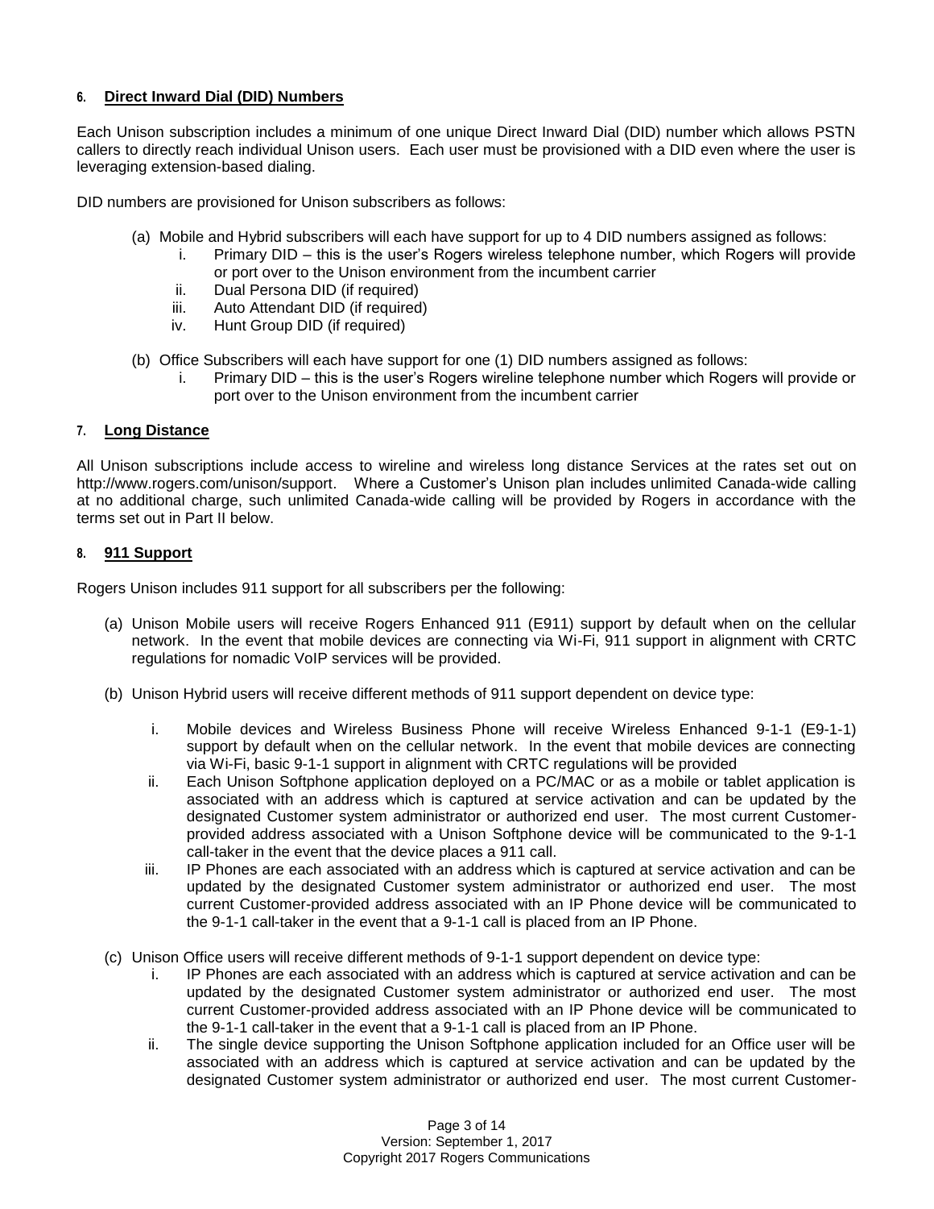### 6. Direct Inward Dial (DID) Numbers

Each Unison subscription includes a minimum of one unique Direct Inward Dial (DID) number which allows PSTN callers to directly reach individual Unison users. Each user must be provisioned with a DID even where the user is leveraging extension-based dialing.

DID numbers are provisioned for Unison subscribers as follows:

(a) Mobile and Hybrid subscribers will each have support for up to 4 DID numbers assigned as follows:
   i. Primary DID – this is the user's Rogers wireless telephone number, which Rogers will provide or port over to the Unison environment from the incumbent carrier
   ii. Dual Persona DID (if required)
   iii. Auto Attendant DID (if required)
   iv. Hunt Group DID (if required)

(b) Office Subscribers will each have support for one (1) DID numbers assigned as follows:
   i. Primary DID – this is the user's Rogers wireline telephone number which Rogers will provide or port over to the Unison environment from the incumbent carrier

### 7. Long Distance

All Unison subscriptions include access to wireline and wireless long distance Services at the rates set out on http://www.rogers.com/unison/support. Where a Customer's Unison plan includes unlimited Canada-wide calling at no additional charge, such unlimited Canada-wide calling will be provided by Rogers in accordance with the terms set out in Part II below.

### 8. 911 Support

Rogers Unison includes 911 support for all subscribers per the following:

(a) Unison Mobile users will receive Rogers Enhanced 911 (E911) support by default when on the cellular network. In the event that mobile devices are connecting via Wi-Fi, 911 support in alignment with CRTC regulations for nomadic VoIP services will be provided.

(b) Unison Hybrid users will receive different methods of 911 support dependent on device type:

   i. Mobile devices and Wireless Business Phone will receive Wireless Enhanced 9-1-1 (E9-1-1) support by default when on the cellular network. In the event that mobile devices are connecting via Wi-Fi, basic 9-1-1 support in alignment with CRTC regulations will be provided
   ii. Each Unison Softphone application deployed on a PC/MAC or as a mobile or tablet application is associated with an address which is captured at service activation and can be updated by the designated Customer system administrator or authorized end user. The most current Customer-provided address associated with a Unison Softphone device will be communicated to the 9-1-1 call-taker in the event that the device places a 911 call.
   iii. IP Phones are each associated with an address which is captured at service activation and can be updated by the designated Customer system administrator or authorized end user. The most current Customer-provided address associated with an IP Phone device will be communicated to the 9-1-1 call-taker in the event that a 9-1-1 call is placed from an IP Phone.

(c) Unison Office users will receive different methods of 9-1-1 support dependent on device type:
   i. IP Phones are each associated with an address which is captured at service activation and can be updated by the designated Customer system administrator or authorized end user. The most current Customer-provided address associated with an IP Phone device will be communicated to the 9-1-1 call-taker in the event that a 9-1-1 call is placed from an IP Phone.
   ii. The single device supporting the Unison Softphone application included for an Office user will be associated with an address which is captured at service activation and can be updated by the designated Customer system administrator or authorized end user. The most current Customer-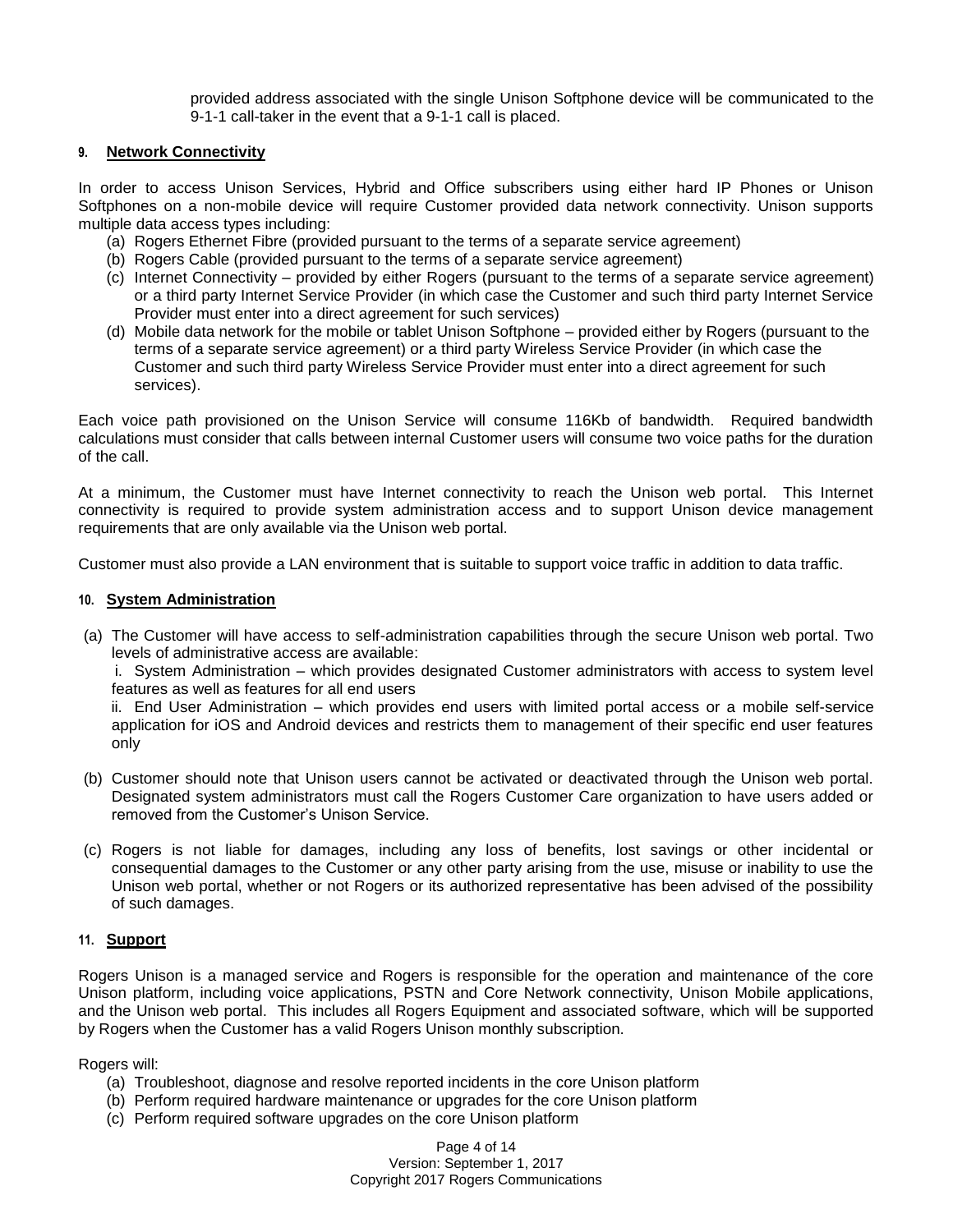provided address associated with the single Unison Softphone device will be communicated to the 9-1-1 call-taker in the event that a 9-1-1 call is placed.

## 9. Network Connectivity

In order to access Unison Services, Hybrid and Office subscribers using either hard IP Phones or Unison Softphones on a non-mobile device will require Customer provided data network connectivity. Unison supports multiple data access types including:

(a) Rogers Ethernet Fibre (provided pursuant to the terms of a separate service agreement)
(b) Rogers Cable (provided pursuant to the terms of a separate service agreement)
(c) Internet Connectivity – provided by either Rogers (pursuant to the terms of a separate service agreement) or a third party Internet Service Provider (in which case the Customer and such third party Internet Service Provider must enter into a direct agreement for such services)
(d) Mobile data network for the mobile or tablet Unison Softphone – provided either by Rogers (pursuant to the terms of a separate service agreement) or a third party Wireless Service Provider (in which case the Customer and such third party Wireless Service Provider must enter into a direct agreement for such services).

Each voice path provisioned on the Unison Service will consume 116Kb of bandwidth. Required bandwidth calculations must consider that calls between internal Customer users will consume two voice paths for the duration of the call.

At a minimum, the Customer must have Internet connectivity to reach the Unison web portal. This Internet connectivity is required to provide system administration access and to support Unison device management requirements that are only available via the Unison web portal.

Customer must also provide a LAN environment that is suitable to support voice traffic in addition to data traffic.

## 10. System Administration

(a) The Customer will have access to self-administration capabilities through the secure Unison web portal. Two levels of administrative access are available:

i. System Administration – which provides designated Customer administrators with access to system level features as well as features for all end users

ii. End User Administration – which provides end users with limited portal access or a mobile self-service application for iOS and Android devices and restricts them to management of their specific end user features only

(b) Customer should note that Unison users cannot be activated or deactivated through the Unison web portal. Designated system administrators must call the Rogers Customer Care organization to have users added or removed from the Customer's Unison Service.

(c) Rogers is not liable for damages, including any loss of benefits, lost savings or other incidental or consequential damages to the Customer or any other party arising from the use, misuse or inability to use the Unison web portal, whether or not Rogers or its authorized representative has been advised of the possibility of such damages.

## 11. Support

Rogers Unison is a managed service and Rogers is responsible for the operation and maintenance of the core Unison platform, including voice applications, PSTN and Core Network connectivity, Unison Mobile applications, and the Unison web portal. This includes all Rogers Equipment and associated software, which will be supported by Rogers when the Customer has a valid Rogers Unison monthly subscription.

Rogers will:

(a) Troubleshoot, diagnose and resolve reported incidents in the core Unison platform
(b) Perform required hardware maintenance or upgrades for the core Unison platform
(c) Perform required software upgrades on the core Unison platform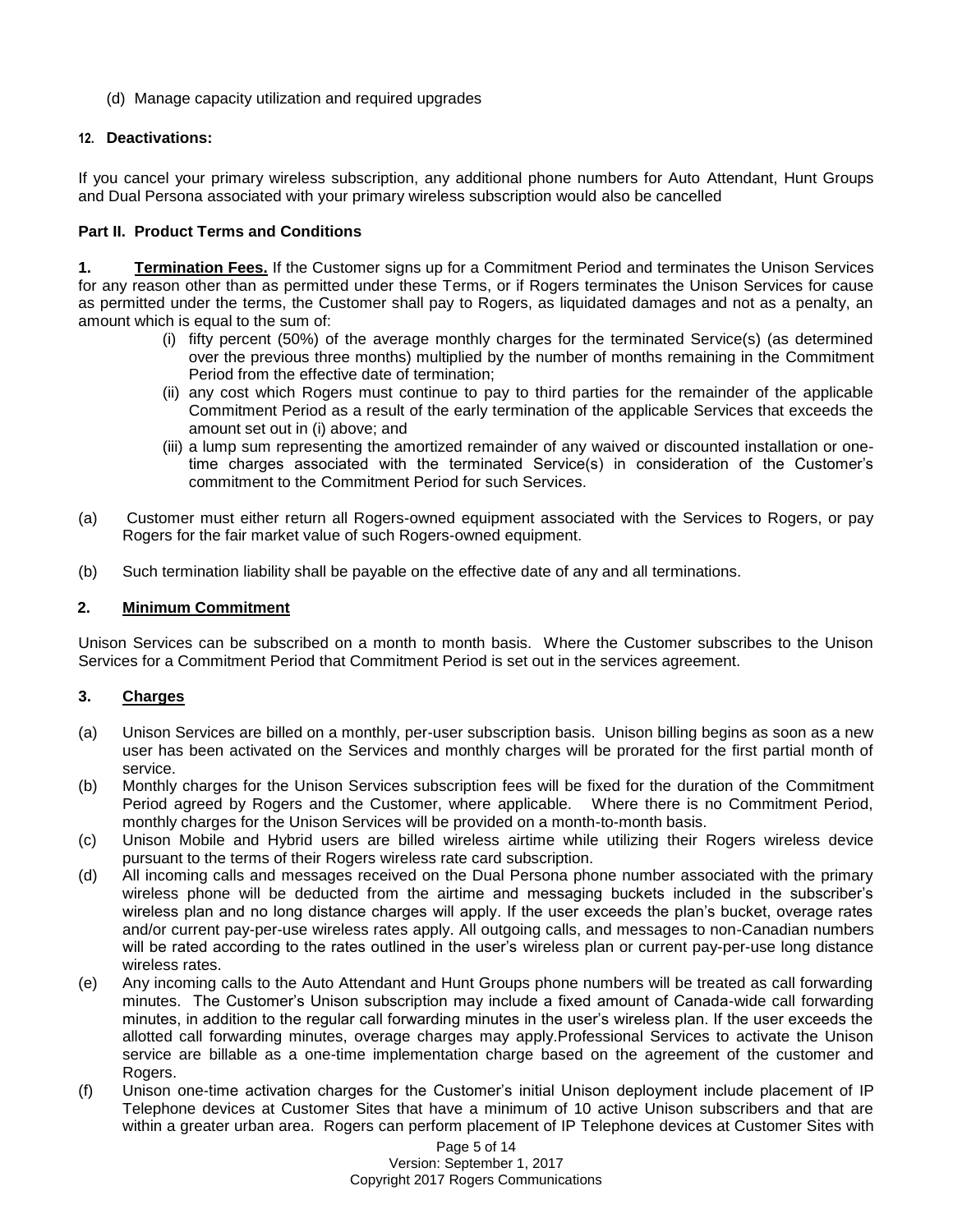(d) Manage capacity utilization and required upgrades

**12. Deactivations:**

If you cancel your primary wireless subscription, any additional phone numbers for Auto Attendant, Hunt Groups and Dual Persona associated with your primary wireless subscription would also be cancelled

## Part II. Product Terms and Conditions

**1. Termination Fees.** If the Customer signs up for a Commitment Period and terminates the Unison Services for any reason other than as permitted under these Terms, or if Rogers terminates the Unison Services for cause as permitted under the terms, the Customer shall pay to Rogers, as liquidated damages and not as a penalty, an amount which is equal to the sum of:

- (i) fifty percent (50%) of the average monthly charges for the terminated Service(s) (as determined over the previous three months) multiplied by the number of months remaining in the Commitment Period from the effective date of termination;
- (ii) any cost which Rogers must continue to pay to third parties for the remainder of the applicable Commitment Period as a result of the early termination of the applicable Services that exceeds the amount set out in (i) above; and
- (iii) a lump sum representing the amortized remainder of any waived or discounted installation or one-time charges associated with the terminated Service(s) in consideration of the Customer's commitment to the Commitment Period for such Services.

(a) Customer must either return all Rogers-owned equipment associated with the Services to Rogers, or pay Rogers for the fair market value of such Rogers-owned equipment.

(b) Such termination liability shall be payable on the effective date of any and all terminations.

**2. Minimum Commitment**

Unison Services can be subscribed on a month to month basis. Where the Customer subscribes to the Unison Services for a Commitment Period that Commitment Period is set out in the services agreement.

**3. Charges**

(a) Unison Services are billed on a monthly, per-user subscription basis. Unison billing begins as soon as a new user has been activated on the Services and monthly charges will be prorated for the first partial month of service.

(b) Monthly charges for the Unison Services subscription fees will be fixed for the duration of the Commitment Period agreed by Rogers and the Customer, where applicable. Where there is no Commitment Period, monthly charges for the Unison Services will be provided on a month-to-month basis.

(c) Unison Mobile and Hybrid users are billed wireless airtime while utilizing their Rogers wireless device pursuant to the terms of their Rogers wireless rate card subscription.

(d) All incoming calls and messages received on the Dual Persona phone number associated with the primary wireless phone will be deducted from the airtime and messaging buckets included in the subscriber's wireless plan and no long distance charges will apply. If the user exceeds the plan's bucket, overage rates and/or current pay-per-use wireless rates apply. All outgoing calls, and messages to non-Canadian numbers will be rated according to the rates outlined in the user's wireless plan or current pay-per-use long distance wireless rates.

(e) Any incoming calls to the Auto Attendant and Hunt Groups phone numbers will be treated as call forwarding minutes. The Customer's Unison subscription may include a fixed amount of Canada-wide call forwarding minutes, in addition to the regular call forwarding minutes in the user's wireless plan. If the user exceeds the allotted call forwarding minutes, overage charges may apply.Professional Services to activate the Unison service are billable as a one-time implementation charge based on the agreement of the customer and Rogers.

(f) Unison one-time activation charges for the Customer's initial Unison deployment include placement of IP Telephone devices at Customer Sites that have a minimum of 10 active Unison subscribers and that are within a greater urban area. Rogers can perform placement of IP Telephone devices at Customer Sites with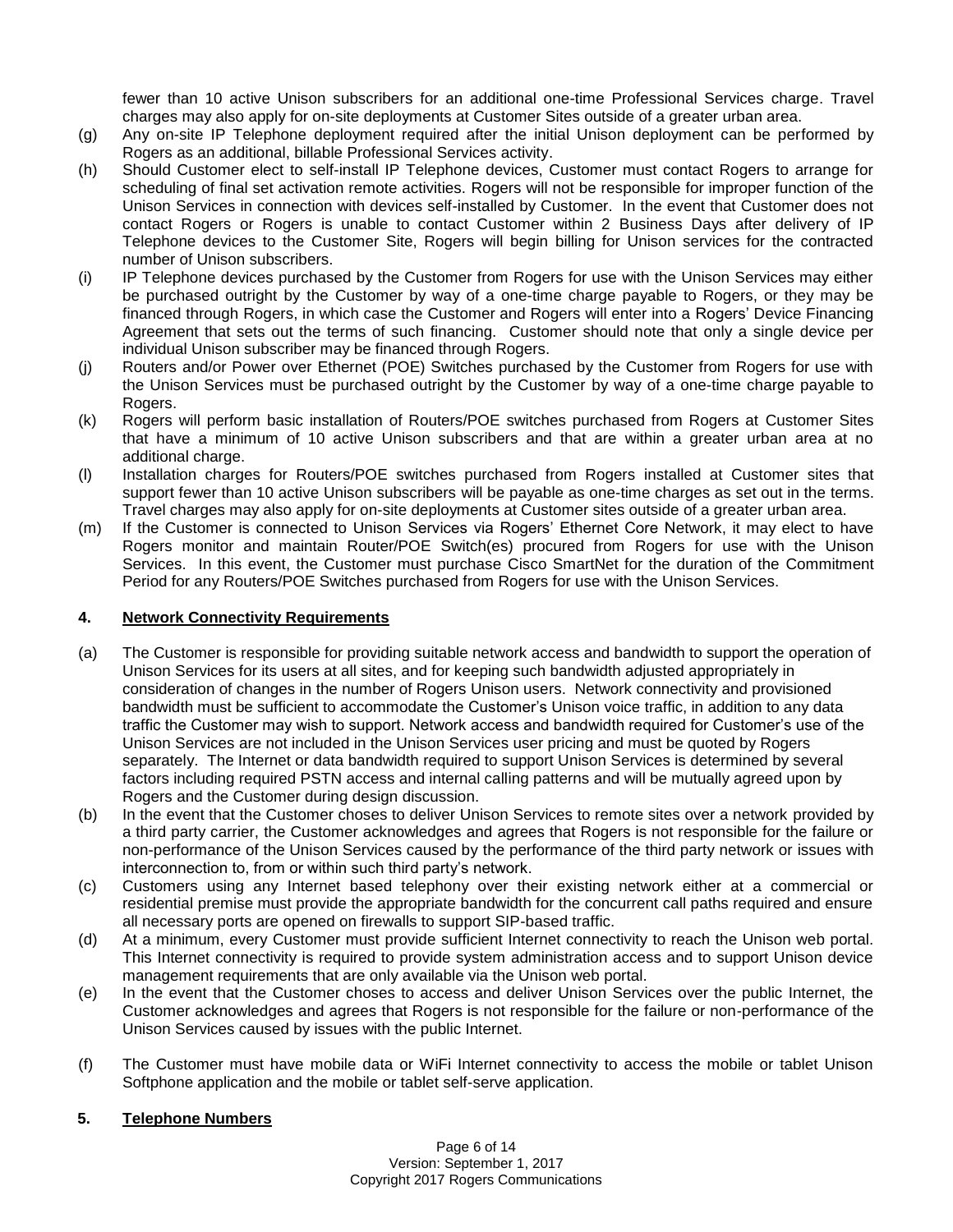fewer than 10 active Unison subscribers for an additional one-time Professional Services charge. Travel charges may also apply for on-site deployments at Customer Sites outside of a greater urban area.

(g) Any on-site IP Telephone deployment required after the initial Unison deployment can be performed by Rogers as an additional, billable Professional Services activity.

(h) Should Customer elect to self-install IP Telephone devices, Customer must contact Rogers to arrange for scheduling of final set activation remote activities. Rogers will not be responsible for improper function of the Unison Services in connection with devices self-installed by Customer. In the event that Customer does not contact Rogers or Rogers is unable to contact Customer within 2 Business Days after delivery of IP Telephone devices to the Customer Site, Rogers will begin billing for Unison services for the contracted number of Unison subscribers.

(i) IP Telephone devices purchased by the Customer from Rogers for use with the Unison Services may either be purchased outright by the Customer by way of a one-time charge payable to Rogers, or they may be financed through Rogers, in which case the Customer and Rogers will enter into a Rogers' Device Financing Agreement that sets out the terms of such financing. Customer should note that only a single device per individual Unison subscriber may be financed through Rogers.

(j) Routers and/or Power over Ethernet (POE) Switches purchased by the Customer from Rogers for use with the Unison Services must be purchased outright by the Customer by way of a one-time charge payable to Rogers.

(k) Rogers will perform basic installation of Routers/POE switches purchased from Rogers at Customer Sites that have a minimum of 10 active Unison subscribers and that are within a greater urban area at no additional charge.

(l) Installation charges for Routers/POE switches purchased from Rogers installed at Customer sites that support fewer than 10 active Unison subscribers will be payable as one-time charges as set out in the terms. Travel charges may also apply for on-site deployments at Customer sites outside of a greater urban area.

(m) If the Customer is connected to Unison Services via Rogers' Ethernet Core Network, it may elect to have Rogers monitor and maintain Router/POE Switch(es) procured from Rogers for use with the Unison Services. In this event, the Customer must purchase Cisco SmartNet for the duration of the Commitment Period for any Routers/POE Switches purchased from Rogers for use with the Unison Services.

## 4. Network Connectivity Requirements

(a) The Customer is responsible for providing suitable network access and bandwidth to support the operation of Unison Services for its users at all sites, and for keeping such bandwidth adjusted appropriately in consideration of changes in the number of Rogers Unison users. Network connectivity and provisioned bandwidth must be sufficient to accommodate the Customer's Unison voice traffic, in addition to any data traffic the Customer may wish to support. Network access and bandwidth required for Customer's use of the Unison Services are not included in the Unison Services user pricing and must be quoted by Rogers separately. The Internet or data bandwidth required to support Unison Services is determined by several factors including required PSTN access and internal calling patterns and will be mutually agreed upon by Rogers and the Customer during design discussion.

(b) In the event that the Customer choses to deliver Unison Services to remote sites over a network provided by a third party carrier, the Customer acknowledges and agrees that Rogers is not responsible for the failure or non-performance of the Unison Services caused by the performance of the third party network or issues with interconnection to, from or within such third party's network.

(c) Customers using any Internet based telephony over their existing network either at a commercial or residential premise must provide the appropriate bandwidth for the concurrent call paths required and ensure all necessary ports are opened on firewalls to support SIP-based traffic.

(d) At a minimum, every Customer must provide sufficient Internet connectivity to reach the Unison web portal. This Internet connectivity is required to provide system administration access and to support Unison device management requirements that are only available via the Unison web portal.

(e) In the event that the Customer choses to access and deliver Unison Services over the public Internet, the Customer acknowledges and agrees that Rogers is not responsible for the failure or non-performance of the Unison Services caused by issues with the public Internet.

(f) The Customer must have mobile data or WiFi Internet connectivity to access the mobile or tablet Unison Softphone application and the mobile or tablet self-serve application.

## 5. Telephone Numbers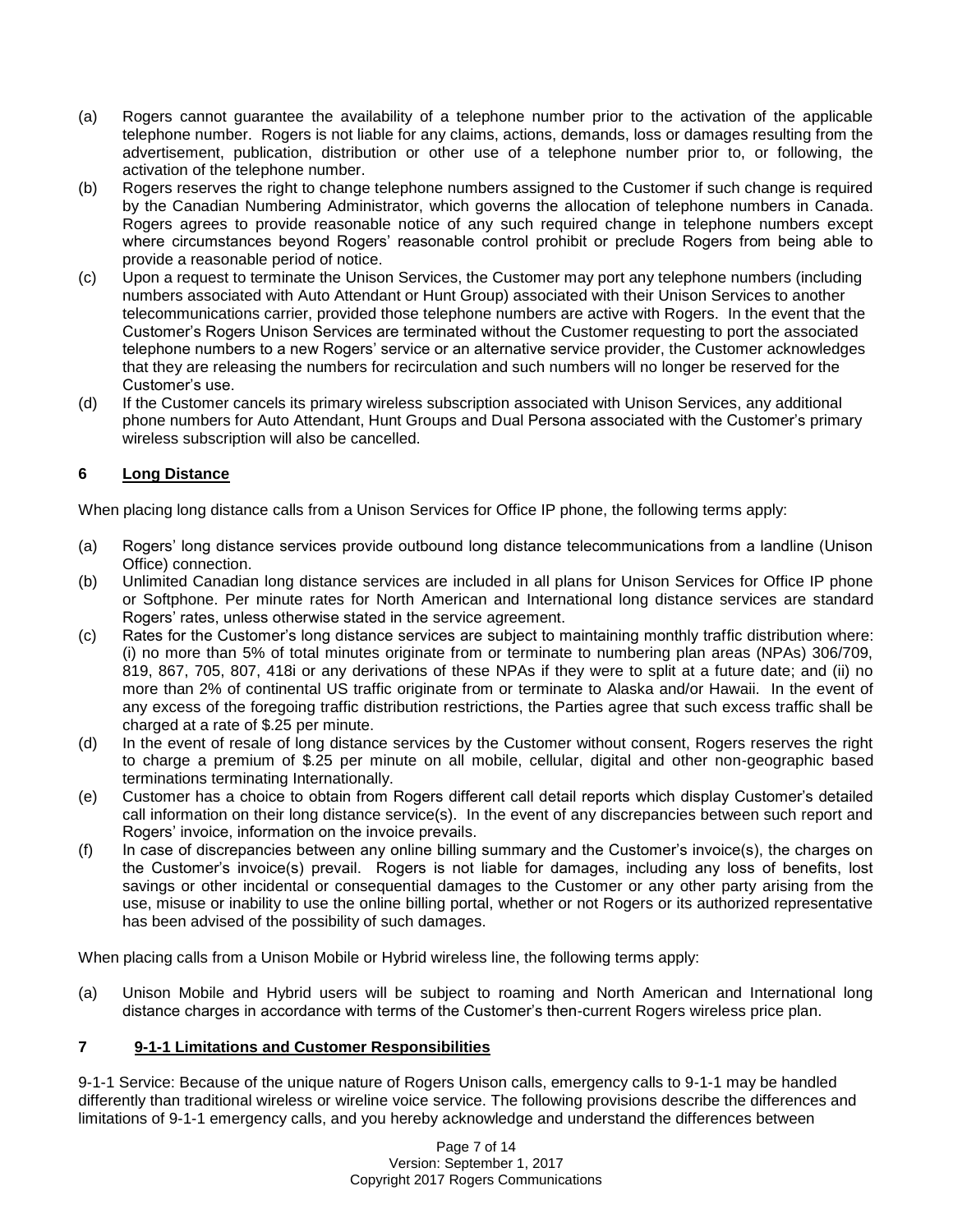(a) Rogers cannot guarantee the availability of a telephone number prior to the activation of the applicable telephone number. Rogers is not liable for any claims, actions, demands, loss or damages resulting from the advertisement, publication, distribution or other use of a telephone number prior to, or following, the activation of the telephone number.

(b) Rogers reserves the right to change telephone numbers assigned to the Customer if such change is required by the Canadian Numbering Administrator, which governs the allocation of telephone numbers in Canada. Rogers agrees to provide reasonable notice of any such required change in telephone numbers except where circumstances beyond Rogers' reasonable control prohibit or preclude Rogers from being able to provide a reasonable period of notice.

(c) Upon a request to terminate the Unison Services, the Customer may port any telephone numbers (including numbers associated with Auto Attendant or Hunt Group) associated with their Unison Services to another telecommunications carrier, provided those telephone numbers are active with Rogers. In the event that the Customer's Rogers Unison Services are terminated without the Customer requesting to port the associated telephone numbers to a new Rogers' service or an alternative service provider, the Customer acknowledges that they are releasing the numbers for recirculation and such numbers will no longer be reserved for the Customer's use.

(d) If the Customer cancels its primary wireless subscription associated with Unison Services, any additional phone numbers for Auto Attendant, Hunt Groups and Dual Persona associated with the Customer's primary wireless subscription will also be cancelled.

## 6 Long Distance

When placing long distance calls from a Unison Services for Office IP phone, the following terms apply:

(a) Rogers' long distance services provide outbound long distance telecommunications from a landline (Unison Office) connection.

(b) Unlimited Canadian long distance services are included in all plans for Unison Services for Office IP phone or Softphone. Per minute rates for North American and International long distance services are standard Rogers' rates, unless otherwise stated in the service agreement.

(c) Rates for the Customer's long distance services are subject to maintaining monthly traffic distribution where: (i) no more than 5% of total minutes originate from or terminate to numbering plan areas (NPAs) 306/709, 819, 867, 705, 807, 418i or any derivations of these NPAs if they were to split at a future date; and (ii) no more than 2% of continental US traffic originate from or terminate to Alaska and/or Hawaii. In the event of any excess of the foregoing traffic distribution restrictions, the Parties agree that such excess traffic shall be charged at a rate of $.25 per minute.

(d) In the event of resale of long distance services by the Customer without consent, Rogers reserves the right to charge a premium of $.25 per minute on all mobile, cellular, digital and other non-geographic based terminations terminating Internationally.

(e) Customer has a choice to obtain from Rogers different call detail reports which display Customer's detailed call information on their long distance service(s). In the event of any discrepancies between such report and Rogers' invoice, information on the invoice prevails.

(f) In case of discrepancies between any online billing summary and the Customer's invoice(s), the charges on the Customer's invoice(s) prevail. Rogers is not liable for damages, including any loss of benefits, lost savings or other incidental or consequential damages to the Customer or any other party arising from the use, misuse or inability to use the online billing portal, whether or not Rogers or its authorized representative has been advised of the possibility of such damages.

When placing calls from a Unison Mobile or Hybrid wireless line, the following terms apply:

(a) Unison Mobile and Hybrid users will be subject to roaming and North American and International long distance charges in accordance with terms of the Customer's then-current Rogers wireless price plan.

## 7 9-1-1 Limitations and Customer Responsibilities

9-1-1 Service: Because of the unique nature of Rogers Unison calls, emergency calls to 9-1-1 may be handled differently than traditional wireless or wireline voice service. The following provisions describe the differences and limitations of 9-1-1 emergency calls, and you hereby acknowledge and understand the differences between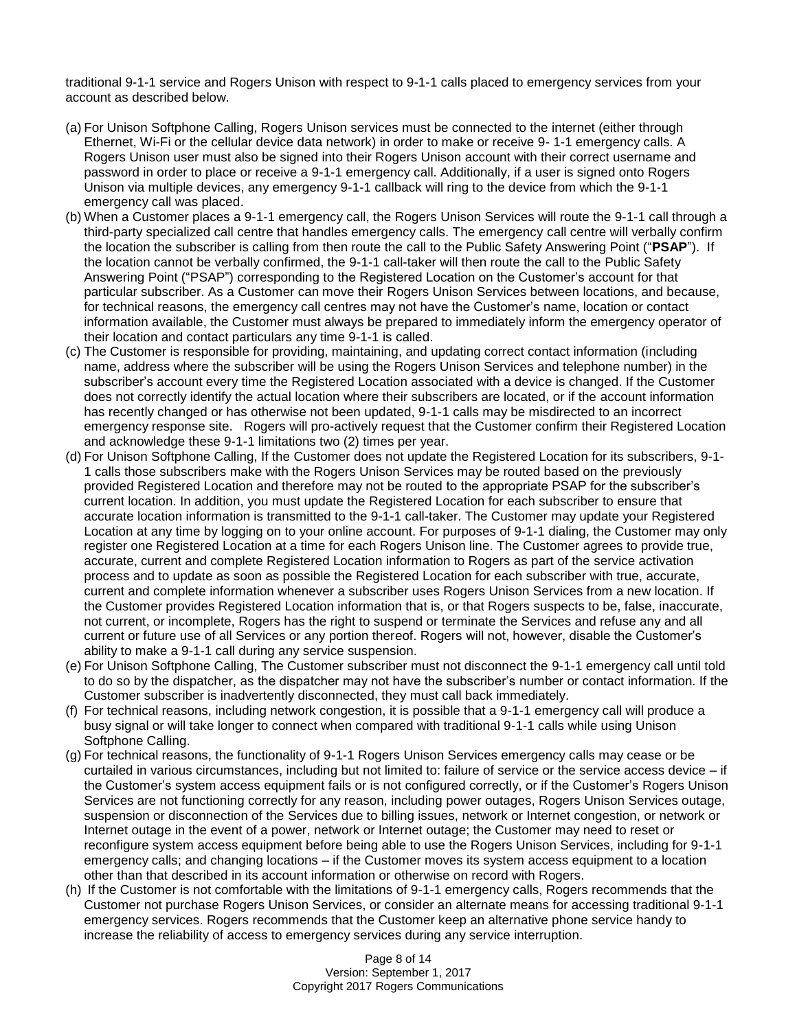traditional 9-1-1 service and Rogers Unison with respect to 9-1-1 calls placed to emergency services from your account as described below.

(a) For Unison Softphone Calling, Rogers Unison services must be connected to the internet (either through Ethernet, Wi-Fi or the cellular device data network) in order to make or receive 9- 1-1 emergency calls. A Rogers Unison user must also be signed into their Rogers Unison account with their correct username and password in order to place or receive a 9-1-1 emergency call. Additionally, if a user is signed onto Rogers Unison via multiple devices, any emergency 9-1-1 callback will ring to the device from which the 9-1-1 emergency call was placed.

(b) When a Customer places a 9-1-1 emergency call, the Rogers Unison Services will route the 9-1-1 call through a third-party specialized call centre that handles emergency calls. The emergency call centre will verbally confirm the location the subscriber is calling from then route the call to the Public Safety Answering Point ("**PSAP**"). If the location cannot be verbally confirmed, the 9-1-1 call-taker will then route the call to the Public Safety Answering Point ("PSAP") corresponding to the Registered Location on the Customer's account for that particular subscriber. As a Customer can move their Rogers Unison Services between locations, and because, for technical reasons, the emergency call centres may not have the Customer's name, location or contact information available, the Customer must always be prepared to immediately inform the emergency operator of their location and contact particulars any time 9-1-1 is called.

(c) The Customer is responsible for providing, maintaining, and updating correct contact information (including name, address where the subscriber will be using the Rogers Unison Services and telephone number) in the subscriber's account every time the Registered Location associated with a device is changed. If the Customer does not correctly identify the actual location where their subscribers are located, or if the account information has recently changed or has otherwise not been updated, 9-1-1 calls may be misdirected to an incorrect emergency response site. Rogers will pro-actively request that the Customer confirm their Registered Location and acknowledge these 9-1-1 limitations two (2) times per year.

(d) For Unison Softphone Calling, If the Customer does not update the Registered Location for its subscribers, 9-1-1 calls those subscribers make with the Rogers Unison Services may be routed based on the previously provided Registered Location and therefore may not be routed to the appropriate PSAP for the subscriber's current location. In addition, you must update the Registered Location for each subscriber to ensure that accurate location information is transmitted to the 9-1-1 call-taker. The Customer may update your Registered Location at any time by logging on to your online account. For purposes of 9-1-1 dialing, the Customer may only register one Registered Location at a time for each Rogers Unison line. The Customer agrees to provide true, accurate, current and complete Registered Location information to Rogers as part of the service activation process and to update as soon as possible the Registered Location for each subscriber with true, accurate, current and complete information whenever a subscriber uses Rogers Unison Services from a new location. If the Customer provides Registered Location information that is, or that Rogers suspects to be, false, inaccurate, not current, or incomplete, Rogers has the right to suspend or terminate the Services and refuse any and all current or future use of all Services or any portion thereof. Rogers will not, however, disable the Customer's ability to make a 9-1-1 call during any service suspension.

(e) For Unison Softphone Calling, The Customer subscriber must not disconnect the 9-1-1 emergency call until told to do so by the dispatcher, as the dispatcher may not have the subscriber's number or contact information. If the Customer subscriber is inadvertently disconnected, they must call back immediately.

(f) For technical reasons, including network congestion, it is possible that a 9-1-1 emergency call will produce a busy signal or will take longer to connect when compared with traditional 9-1-1 calls while using Unison Softphone Calling.

(g) For technical reasons, the functionality of 9-1-1 Rogers Unison Services emergency calls may cease or be curtailed in various circumstances, including but not limited to: failure of service or the service access device – if the Customer's system access equipment fails or is not configured correctly, or if the Customer's Rogers Unison Services are not functioning correctly for any reason, including power outages, Rogers Unison Services outage, suspension or disconnection of the Services due to billing issues, network or Internet congestion, or network or Internet outage in the event of a power, network or Internet outage; the Customer may need to reset or reconfigure system access equipment before being able to use the Rogers Unison Services, including for 9-1-1 emergency calls; and changing locations – if the Customer moves its system access equipment to a location other than that described in its account information or otherwise on record with Rogers.

(h) If the Customer is not comfortable with the limitations of 9-1-1 emergency calls, Rogers recommends that the Customer not purchase Rogers Unison Services, or consider an alternate means for accessing traditional 9-1-1 emergency services. Rogers recommends that the Customer keep an alternative phone service handy to increase the reliability of access to emergency services during any service interruption.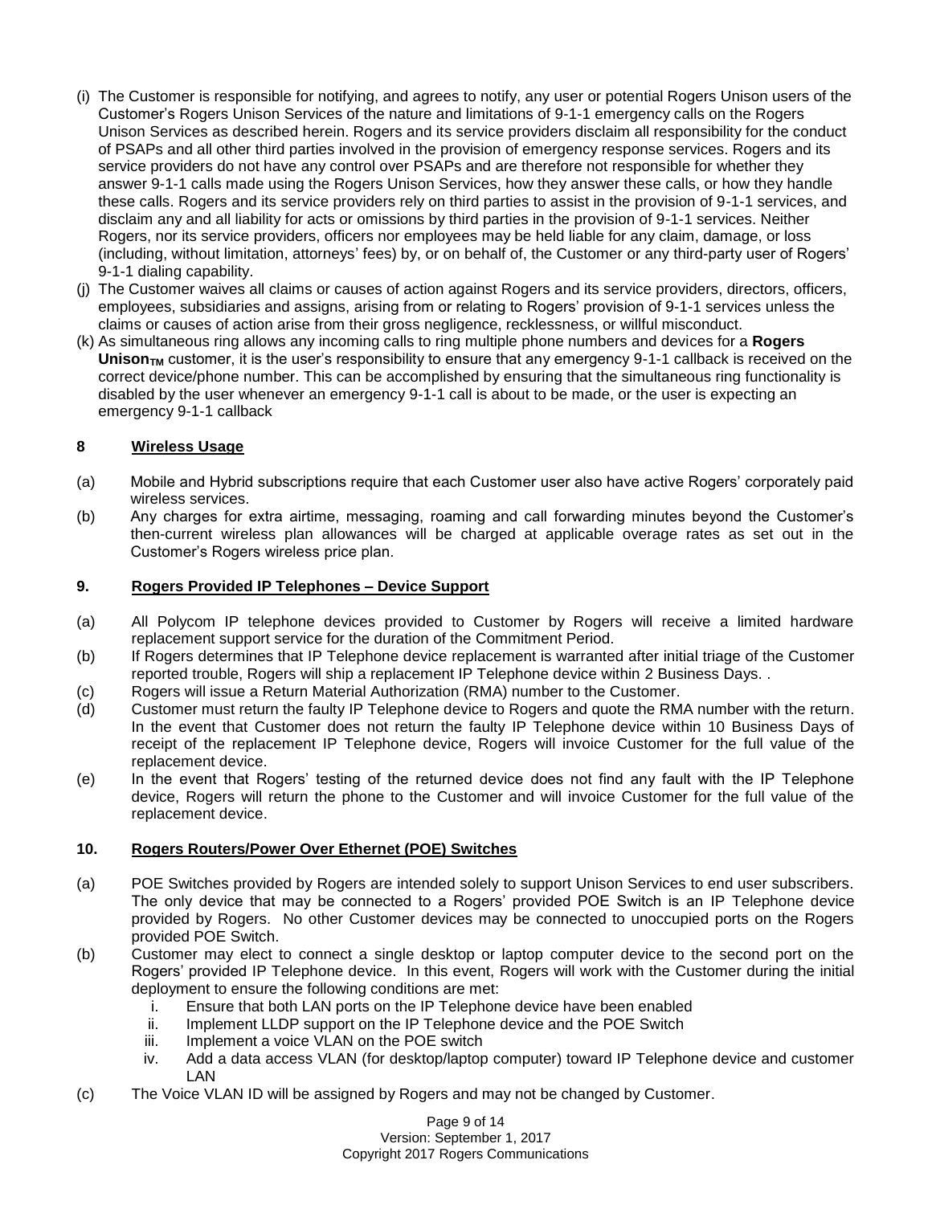(i) The Customer is responsible for notifying, and agrees to notify, any user or potential Rogers Unison users of the Customer's Rogers Unison Services of the nature and limitations of 9-1-1 emergency calls on the Rogers Unison Services as described herein. Rogers and its service providers disclaim all responsibility for the conduct of PSAPs and all other third parties involved in the provision of emergency response services. Rogers and its service providers do not have any control over PSAPs and are therefore not responsible for whether they answer 9-1-1 calls made using the Rogers Unison Services, how they answer these calls, or how they handle these calls. Rogers and its service providers rely on third parties to assist in the provision of 9-1-1 services, and disclaim any and all liability for acts or omissions by third parties in the provision of 9-1-1 services. Neither Rogers, nor its service providers, officers nor employees may be held liable for any claim, damage, or loss (including, without limitation, attorneys' fees) by, or on behalf of, the Customer or any third-party user of Rogers' 9-1-1 dialing capability.

(j) The Customer waives all claims or causes of action against Rogers and its service providers, directors, officers, employees, subsidiaries and assigns, arising from or relating to Rogers' provision of 9-1-1 services unless the claims or causes of action arise from their gross negligence, recklessness, or willful misconduct.

(k) As simultaneous ring allows any incoming calls to ring multiple phone numbers and devices for a **Rogers Unison$_{TM}$** customer, it is the user's responsibility to ensure that any emergency 9-1-1 callback is received on the correct device/phone number. This can be accomplished by ensuring that the simultaneous ring functionality is disabled by the user whenever an emergency 9-1-1 call is about to be made, or the user is expecting an emergency 9-1-1 callback

## 8 Wireless Usage

(a) Mobile and Hybrid subscriptions require that each Customer user also have active Rogers' corporately paid wireless services.

(b) Any charges for extra airtime, messaging, roaming and call forwarding minutes beyond the Customer's then-current wireless plan allowances will be charged at applicable overage rates as set out in the Customer's Rogers wireless price plan.

## 9. Rogers Provided IP Telephones – Device Support

(a) All Polycom IP telephone devices provided to Customer by Rogers will receive a limited hardware replacement support service for the duration of the Commitment Period.

(b) If Rogers determines that IP Telephone device replacement is warranted after initial triage of the Customer reported trouble, Rogers will ship a replacement IP Telephone device within 2 Business Days. .

(c) Rogers will issue a Return Material Authorization (RMA) number to the Customer.

(d) Customer must return the faulty IP Telephone device to Rogers and quote the RMA number with the return. In the event that Customer does not return the faulty IP Telephone device within 10 Business Days of receipt of the replacement IP Telephone device, Rogers will invoice Customer for the full value of the replacement device.

(e) In the event that Rogers' testing of the returned device does not find any fault with the IP Telephone device, Rogers will return the phone to the Customer and will invoice Customer for the full value of the replacement device.

## 10. Rogers Routers/Power Over Ethernet (POE) Switches

(a) POE Switches provided by Rogers are intended solely to support Unison Services to end user subscribers. The only device that may be connected to a Rogers' provided POE Switch is an IP Telephone device provided by Rogers. No other Customer devices may be connected to unoccupied ports on the Rogers provided POE Switch.

(b) Customer may elect to connect a single desktop or laptop computer device to the second port on the Rogers' provided IP Telephone device. In this event, Rogers will work with the Customer during the initial deployment to ensure the following conditions are met:
   i. Ensure that both LAN ports on the IP Telephone device have been enabled
   ii. Implement LLDP support on the IP Telephone device and the POE Switch
   iii. Implement a voice VLAN on the POE switch
   iv. Add a data access VLAN (for desktop/laptop computer) toward IP Telephone device and customer LAN

(c) The Voice VLAN ID will be assigned by Rogers and may not be changed by Customer.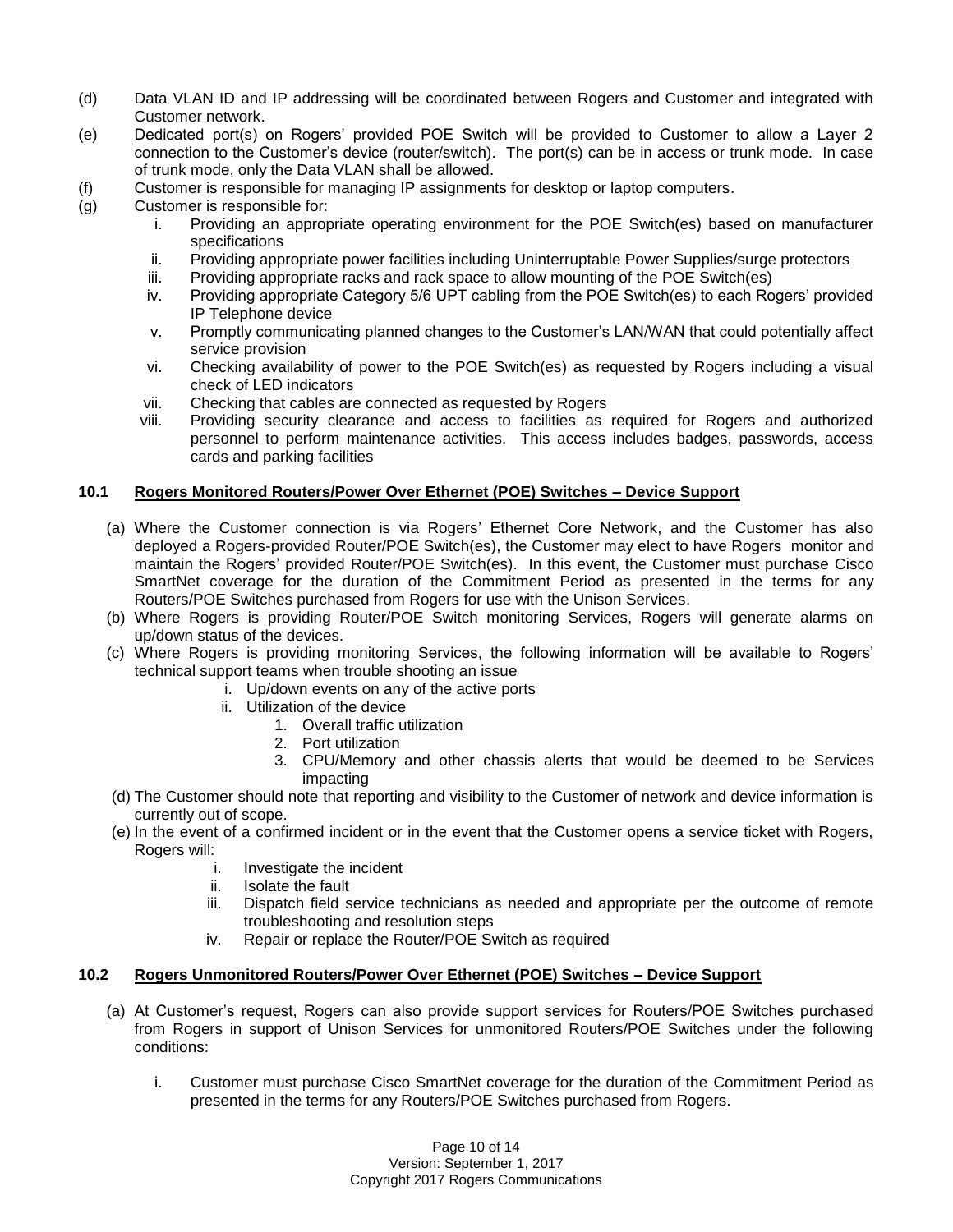(d) Data VLAN ID and IP addressing will be coordinated between Rogers and Customer and integrated with Customer network.

(e) Dedicated port(s) on Rogers' provided POE Switch will be provided to Customer to allow a Layer 2 connection to the Customer's device (router/switch). The port(s) can be in access or trunk mode. In case of trunk mode, only the Data VLAN shall be allowed.

(f) Customer is responsible for managing IP assignments for desktop or laptop computers.

(g) Customer is responsible for:

  i. Providing an appropriate operating environment for the POE Switch(es) based on manufacturer specifications
  ii. Providing appropriate power facilities including Uninterruptable Power Supplies/surge protectors
  iii. Providing appropriate racks and rack space to allow mounting of the POE Switch(es)
  iv. Providing appropriate Category 5/6 UPT cabling from the POE Switch(es) to each Rogers' provided IP Telephone device
  v. Promptly communicating planned changes to the Customer's LAN/WAN that could potentially affect service provision
  vi. Checking availability of power to the POE Switch(es) as requested by Rogers including a visual check of LED indicators
  vii. Checking that cables are connected as requested by Rogers
  viii. Providing security clearance and access to facilities as required for Rogers and authorized personnel to perform maintenance activities. This access includes badges, passwords, access cards and parking facilities

### 10.1 Rogers Monitored Routers/Power Over Ethernet (POE) Switches – Device Support

(a) Where the Customer connection is via Rogers' Ethernet Core Network, and the Customer has also deployed a Rogers-provided Router/POE Switch(es), the Customer may elect to have Rogers monitor and maintain the Rogers' provided Router/POE Switch(es). In this event, the Customer must purchase Cisco SmartNet coverage for the duration of the Commitment Period as presented in the terms for any Routers/POE Switches purchased from Rogers for use with the Unison Services.

(b) Where Rogers is providing Router/POE Switch monitoring Services, Rogers will generate alarms on up/down status of the devices.

(c) Where Rogers is providing monitoring Services, the following information will be available to Rogers' technical support teams when trouble shooting an issue

  i. Up/down events on any of the active ports
  ii. Utilization of the device
    1. Overall traffic utilization
    2. Port utilization
    3. CPU/Memory and other chassis alerts that would be deemed to be Services impacting

(d) The Customer should note that reporting and visibility to the Customer of network and device information is currently out of scope.

(e) In the event of a confirmed incident or in the event that the Customer opens a service ticket with Rogers, Rogers will:

  i. Investigate the incident
  ii. Isolate the fault
  iii. Dispatch field service technicians as needed and appropriate per the outcome of remote troubleshooting and resolution steps
  iv. Repair or replace the Router/POE Switch as required

### 10.2 Rogers Unmonitored Routers/Power Over Ethernet (POE) Switches – Device Support

(a) At Customer's request, Rogers can also provide support services for Routers/POE Switches purchased from Rogers in support of Unison Services for unmonitored Routers/POE Switches under the following conditions:

  i. Customer must purchase Cisco SmartNet coverage for the duration of the Commitment Period as presented in the terms for any Routers/POE Switches purchased from Rogers.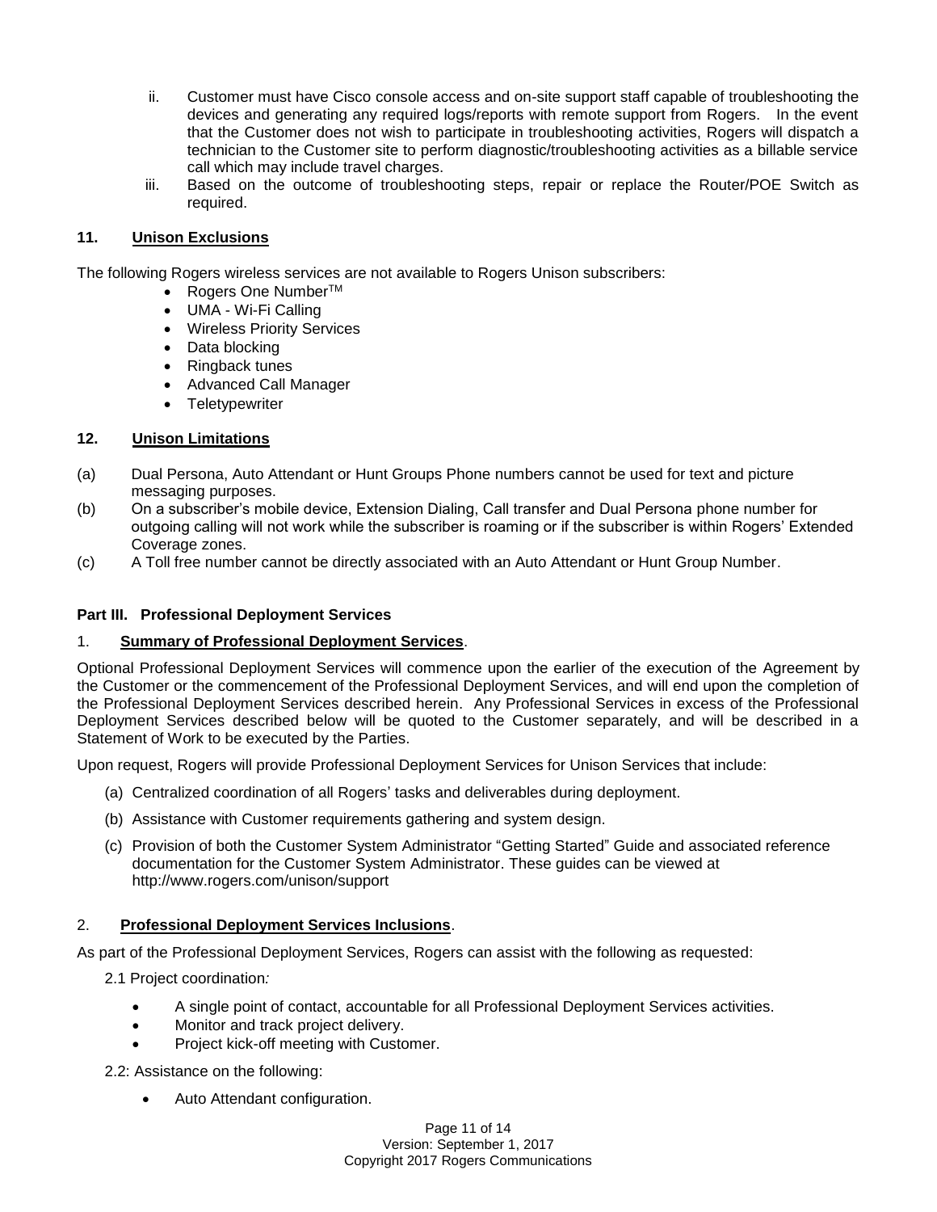ii. Customer must have Cisco console access and on-site support staff capable of troubleshooting the devices and generating any required logs/reports with remote support from Rogers. In the event that the Customer does not wish to participate in troubleshooting activities, Rogers will dispatch a technician to the Customer site to perform diagnostic/troubleshooting activities as a billable service call which may include travel charges.

iii. Based on the outcome of troubleshooting steps, repair or replace the Router/POE Switch as required.

### 11. Unison Exclusions

The following Rogers wireless services are not available to Rogers Unison subscribers:

- Rogers One Number™
- UMA - Wi-Fi Calling
- Wireless Priority Services
- Data blocking
- Ringback tunes
- Advanced Call Manager
- Teletypewriter

### 12. Unison Limitations

(a) Dual Persona, Auto Attendant or Hunt Groups Phone numbers cannot be used for text and picture messaging purposes.

(b) On a subscriber's mobile device, Extension Dialing, Call transfer and Dual Persona phone number for outgoing calling will not work while the subscriber is roaming or if the subscriber is within Rogers' Extended Coverage zones.

(c) A Toll free number cannot be directly associated with an Auto Attendant or Hunt Group Number.

## Part III. Professional Deployment Services

### 1. Summary of Professional Deployment Services.

Optional Professional Deployment Services will commence upon the earlier of the execution of the Agreement by the Customer or the commencement of the Professional Deployment Services, and will end upon the completion of the Professional Deployment Services described herein. Any Professional Services in excess of the Professional Deployment Services described below will be quoted to the Customer separately, and will be described in a Statement of Work to be executed by the Parties.

Upon request, Rogers will provide Professional Deployment Services for Unison Services that include:

(a) Centralized coordination of all Rogers' tasks and deliverables during deployment.

(b) Assistance with Customer requirements gathering and system design.

(c) Provision of both the Customer System Administrator "Getting Started" Guide and associated reference documentation for the Customer System Administrator. These guides can be viewed at http://www.rogers.com/unison/support

### 2. Professional Deployment Services Inclusions.

As part of the Professional Deployment Services, Rogers can assist with the following as requested:

2.1 Project coordination*:*

- A single point of contact, accountable for all Professional Deployment Services activities.
- Monitor and track project delivery.
- Project kick-off meeting with Customer.

2.2: Assistance on the following:

- Auto Attendant configuration.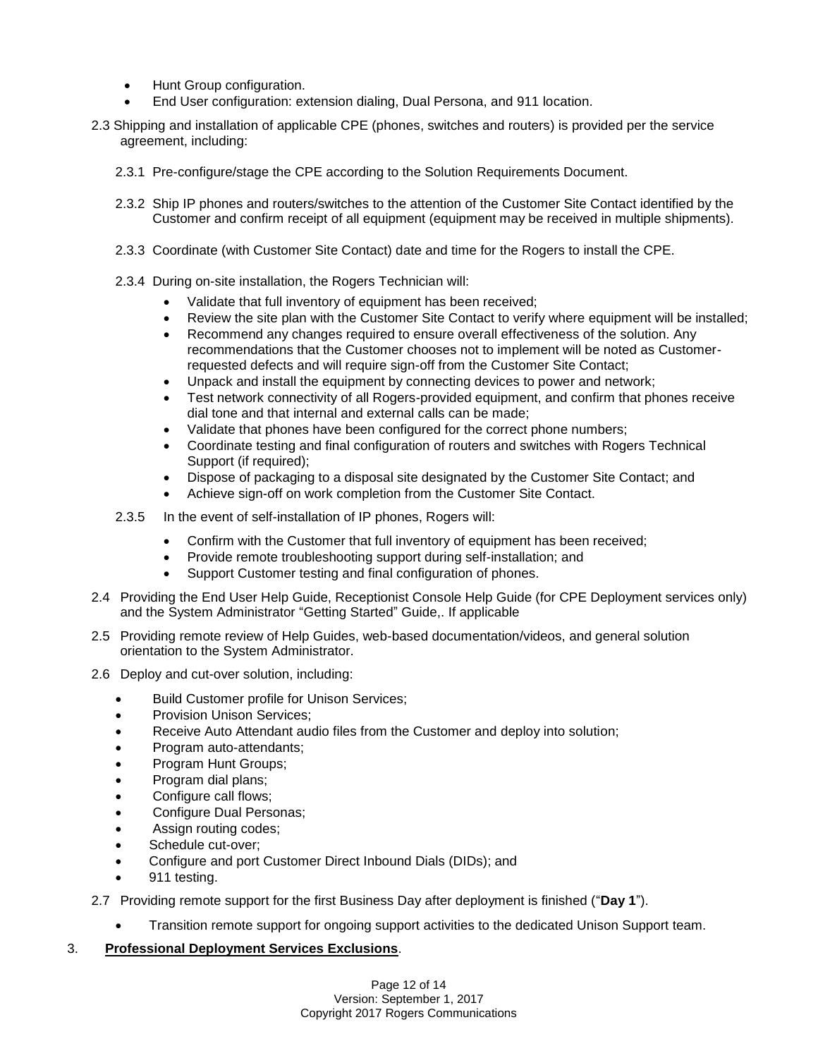- Hunt Group configuration.
- End User configuration: extension dialing, Dual Persona, and 911 location.

2.3 Shipping and installation of applicable CPE (phones, switches and routers) is provided per the service agreement, including:

2.3.1 Pre-configure/stage the CPE according to the Solution Requirements Document.

2.3.2 Ship IP phones and routers/switches to the attention of the Customer Site Contact identified by the Customer and confirm receipt of all equipment (equipment may be received in multiple shipments).

2.3.3 Coordinate (with Customer Site Contact) date and time for the Rogers to install the CPE.

2.3.4 During on-site installation, the Rogers Technician will:

- Validate that full inventory of equipment has been received;
- Review the site plan with the Customer Site Contact to verify where equipment will be installed;
- Recommend any changes required to ensure overall effectiveness of the solution. Any recommendations that the Customer chooses not to implement will be noted as Customer-requested defects and will require sign-off from the Customer Site Contact;
- Unpack and install the equipment by connecting devices to power and network;
- Test network connectivity of all Rogers-provided equipment, and confirm that phones receive dial tone and that internal and external calls can be made;
- Validate that phones have been configured for the correct phone numbers;
- Coordinate testing and final configuration of routers and switches with Rogers Technical Support (if required);
- Dispose of packaging to a disposal site designated by the Customer Site Contact; and
- Achieve sign-off on work completion from the Customer Site Contact.

2.3.5 In the event of self-installation of IP phones, Rogers will:

- Confirm with the Customer that full inventory of equipment has been received;
- Provide remote troubleshooting support during self-installation; and
- Support Customer testing and final configuration of phones.

2.4 Providing the End User Help Guide, Receptionist Console Help Guide (for CPE Deployment services only) and the System Administrator "Getting Started" Guide,. If applicable

2.5 Providing remote review of Help Guides, web-based documentation/videos, and general solution orientation to the System Administrator.

2.6 Deploy and cut-over solution, including:

- Build Customer profile for Unison Services;
- Provision Unison Services;
- Receive Auto Attendant audio files from the Customer and deploy into solution;
- Program auto-attendants;
- Program Hunt Groups;
- Program dial plans;
- Configure call flows;
- Configure Dual Personas;
- Assign routing codes;
- Schedule cut-over;
- Configure and port Customer Direct Inbound Dials (DIDs); and
- 911 testing.

2.7 Providing remote support for the first Business Day after deployment is finished ("**Day 1**").

- Transition remote support for ongoing support activities to the dedicated Unison Support team.

3. **Professional Deployment Services Exclusions**.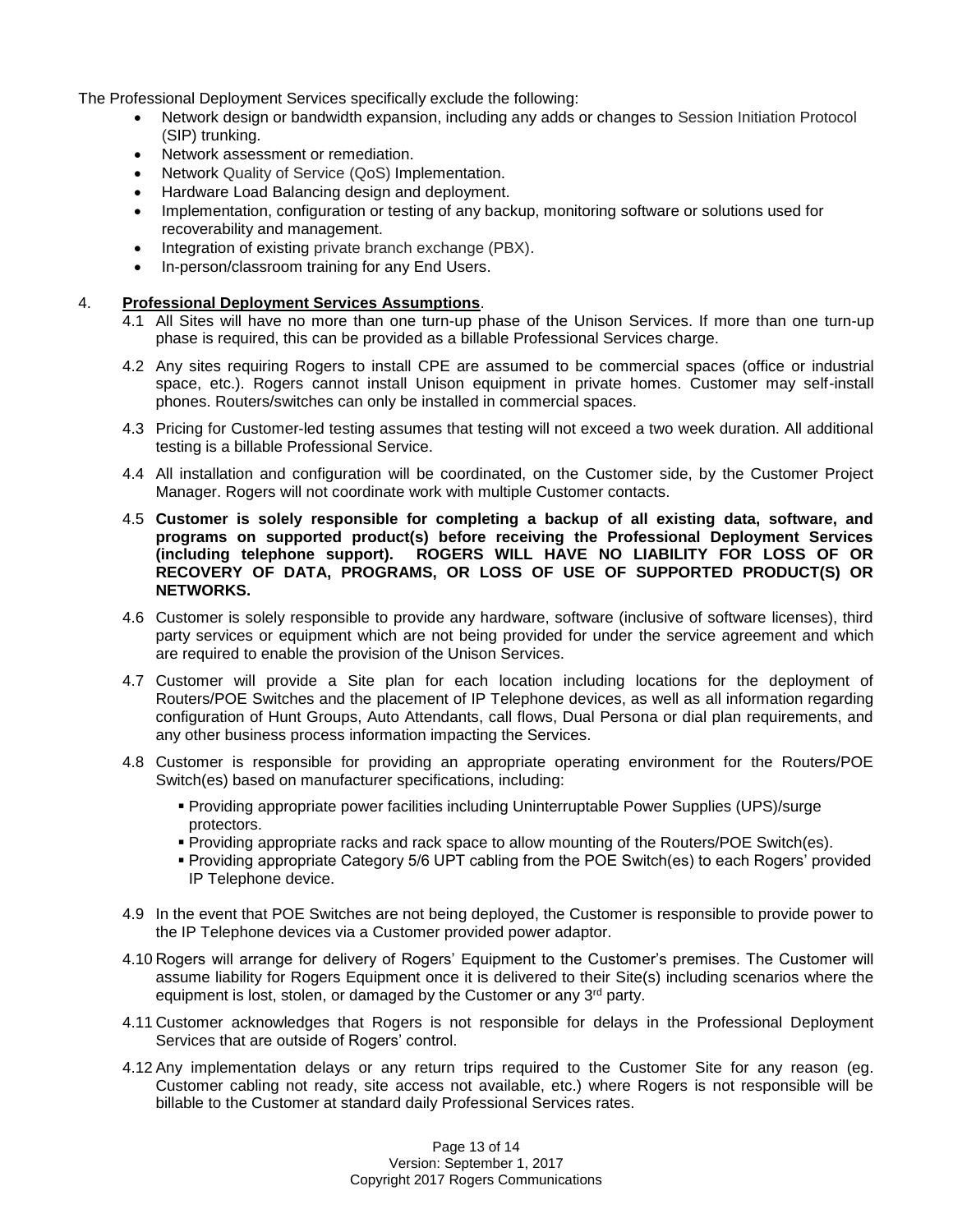The Professional Deployment Services specifically exclude the following:

- Network design or bandwidth expansion, including any adds or changes to Session Initiation Protocol (SIP) trunking.
- Network assessment or remediation.
- Network Quality of Service (QoS) Implementation.
- Hardware Load Balancing design and deployment.
- Implementation, configuration or testing of any backup, monitoring software or solutions used for recoverability and management.
- Integration of existing private branch exchange (PBX).
- In-person/classroom training for any End Users.

4. **Professional Deployment Services Assumptions**.

4.1 All Sites will have no more than one turn-up phase of the Unison Services. If more than one turn-up phase is required, this can be provided as a billable Professional Services charge.

4.2 Any sites requiring Rogers to install CPE are assumed to be commercial spaces (office or industrial space, etc.). Rogers cannot install Unison equipment in private homes. Customer may self-install phones. Routers/switches can only be installed in commercial spaces.

4.3 Pricing for Customer-led testing assumes that testing will not exceed a two week duration. All additional testing is a billable Professional Service.

4.4 All installation and configuration will be coordinated, on the Customer side, by the Customer Project Manager. Rogers will not coordinate work with multiple Customer contacts.

4.5 **Customer is solely responsible for completing a backup of all existing data, software, and programs on supported product(s) before receiving the Professional Deployment Services (including telephone support). ROGERS WILL HAVE NO LIABILITY FOR LOSS OF OR RECOVERY OF DATA, PROGRAMS, OR LOSS OF USE OF SUPPORTED PRODUCT(S) OR NETWORKS.**

4.6 Customer is solely responsible to provide any hardware, software (inclusive of software licenses), third party services or equipment which are not being provided for under the service agreement and which are required to enable the provision of the Unison Services.

4.7 Customer will provide a Site plan for each location including locations for the deployment of Routers/POE Switches and the placement of IP Telephone devices, as well as all information regarding configuration of Hunt Groups, Auto Attendants, call flows, Dual Persona or dial plan requirements, and any other business process information impacting the Services.

4.8 Customer is responsible for providing an appropriate operating environment for the Routers/POE Switch(es) based on manufacturer specifications, including:

- Providing appropriate power facilities including Uninterruptable Power Supplies (UPS)/surge protectors.
- Providing appropriate racks and rack space to allow mounting of the Routers/POE Switch(es).
- Providing appropriate Category 5/6 UPT cabling from the POE Switch(es) to each Rogers' provided IP Telephone device.

4.9 In the event that POE Switches are not being deployed, the Customer is responsible to provide power to the IP Telephone devices via a Customer provided power adaptor.

4.10 Rogers will arrange for delivery of Rogers' Equipment to the Customer's premises. The Customer will assume liability for Rogers Equipment once it is delivered to their Site(s) including scenarios where the equipment is lost, stolen, or damaged by the Customer or any 3rd party.

4.11 Customer acknowledges that Rogers is not responsible for delays in the Professional Deployment Services that are outside of Rogers' control.

4.12 Any implementation delays or any return trips required to the Customer Site for any reason (eg. Customer cabling not ready, site access not available, etc.) where Rogers is not responsible will be billable to the Customer at standard daily Professional Services rates.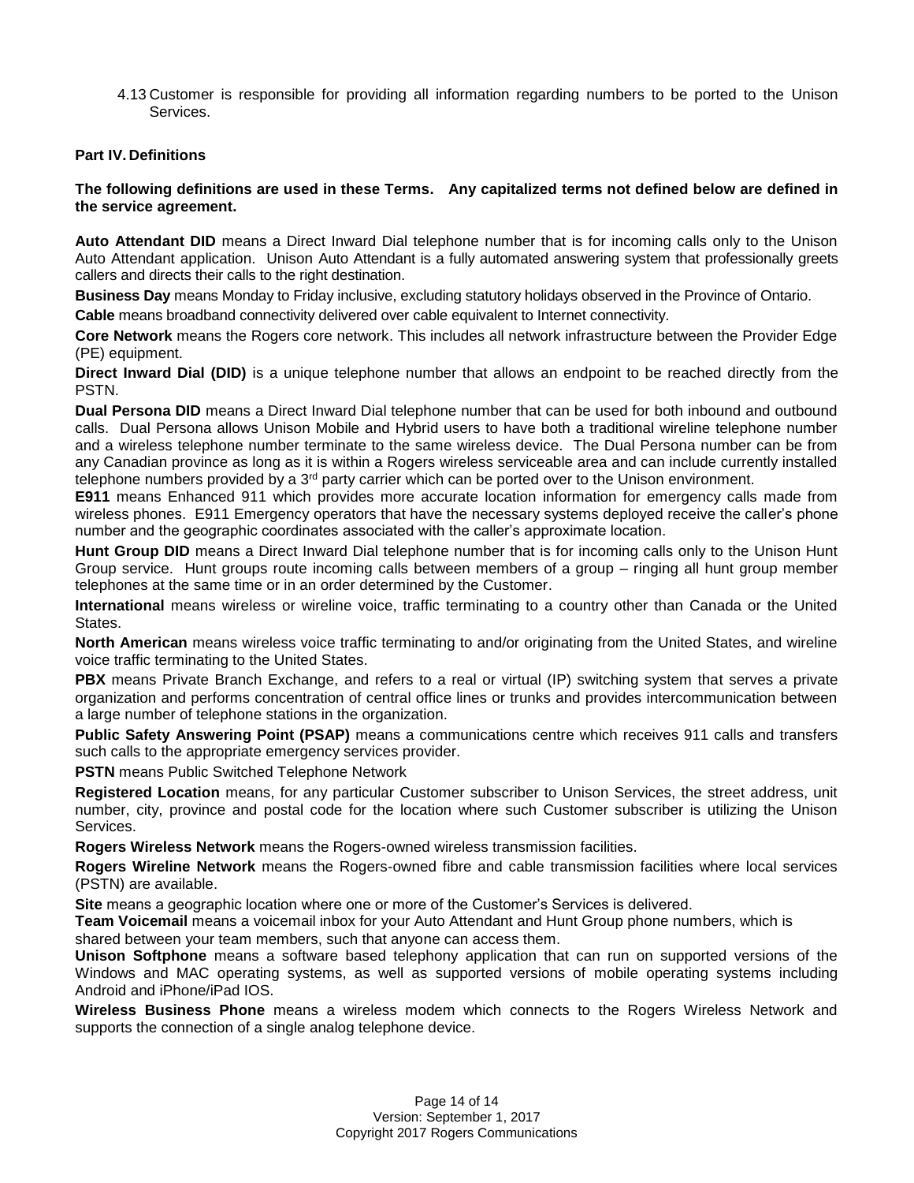4.13 Customer is responsible for providing all information regarding numbers to be ported to the Unison Services.

## Part IV. Definitions

**The following definitions are used in these Terms. Any capitalized terms not defined below are defined in the service agreement.**

**Auto Attendant DID** means a Direct Inward Dial telephone number that is for incoming calls only to the Unison Auto Attendant application. Unison Auto Attendant is a fully automated answering system that professionally greets callers and directs their calls to the right destination.

**Business Day** means Monday to Friday inclusive, excluding statutory holidays observed in the Province of Ontario.

**Cable** means broadband connectivity delivered over cable equivalent to Internet connectivity.

**Core Network** means the Rogers core network. This includes all network infrastructure between the Provider Edge (PE) equipment.

**Direct Inward Dial (DID)** is a unique telephone number that allows an endpoint to be reached directly from the PSTN.

**Dual Persona DID** means a Direct Inward Dial telephone number that can be used for both inbound and outbound calls. Dual Persona allows Unison Mobile and Hybrid users to have both a traditional wireline telephone number and a wireless telephone number terminate to the same wireless device. The Dual Persona number can be from any Canadian province as long as it is within a Rogers wireless serviceable area and can include currently installed telephone numbers provided by a 3rd party carrier which can be ported over to the Unison environment.

**E911** means Enhanced 911 which provides more accurate location information for emergency calls made from wireless phones. E911 Emergency operators that have the necessary systems deployed receive the caller's phone number and the geographic coordinates associated with the caller's approximate location.

**Hunt Group DID** means a Direct Inward Dial telephone number that is for incoming calls only to the Unison Hunt Group service. Hunt groups route incoming calls between members of a group – ringing all hunt group member telephones at the same time or in an order determined by the Customer.

**International** means wireless or wireline voice, traffic terminating to a country other than Canada or the United States.

**North American** means wireless voice traffic terminating to and/or originating from the United States, and wireline voice traffic terminating to the United States.

**PBX** means Private Branch Exchange, and refers to a real or virtual (IP) switching system that serves a private organization and performs concentration of central office lines or trunks and provides intercommunication between a large number of telephone stations in the organization.

**Public Safety Answering Point (PSAP)** means a communications centre which receives 911 calls and transfers such calls to the appropriate emergency services provider.

**PSTN** means Public Switched Telephone Network

**Registered Location** means, for any particular Customer subscriber to Unison Services, the street address, unit number, city, province and postal code for the location where such Customer subscriber is utilizing the Unison Services.

**Rogers Wireless Network** means the Rogers-owned wireless transmission facilities.

**Rogers Wireline Network** means the Rogers-owned fibre and cable transmission facilities where local services (PSTN) are available.

**Site** means a geographic location where one or more of the Customer's Services is delivered.

**Team Voicemail** means a voicemail inbox for your Auto Attendant and Hunt Group phone numbers, which is shared between your team members, such that anyone can access them.

**Unison Softphone** means a software based telephony application that can run on supported versions of the Windows and MAC operating systems, as well as supported versions of mobile operating systems including Android and iPhone/iPad IOS.

**Wireless Business Phone** means a wireless modem which connects to the Rogers Wireless Network and supports the connection of a single analog telephone device.